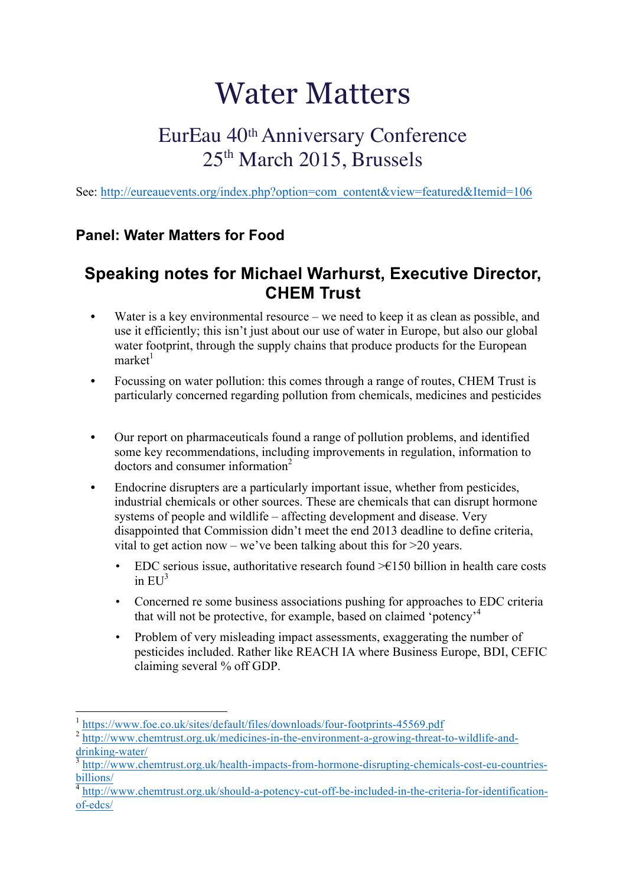# Water Matters

## EurEau 40th Anniversary Conference
## 25th March 2015, Brussels

See: http://eureauevents.org/index.php?option=com_content&view=featured&Itemid=106

### Panel: Water Matters for Food

### Speaking notes for Michael Warhurst, Executive Director, CHEM Trust

- Water is a key environmental resource – we need to keep it as clean as possible, and use it efficiently; this isn't just about our use of water in Europe, but also our global water footprint, through the supply chains that produce products for the European market[1]
- Focussing on water pollution: this comes through a range of routes, CHEM Trust is particularly concerned regarding pollution from chemicals, medicines and pesticides
- Our report on pharmaceuticals found a range of pollution problems, and identified some key recommendations, including improvements in regulation, information to doctors and consumer information[2]
- Endocrine disrupters are a particularly important issue, whether from pesticides, industrial chemicals or other sources. These are chemicals that can disrupt hormone systems of people and wildlife – affecting development and disease. Very disappointed that Commission didn't meet the end 2013 deadline to define criteria, vital to get action now – we've been talking about this for >20 years.
  - EDC serious issue, authoritative research found >€150 billion in health care costs in EU[3]
  - Concerned re some business associations pushing for approaches to EDC criteria that will not be protective, for example, based on claimed 'potency'[4]
  - Problem of very misleading impact assessments, exaggerating the number of pesticides included. Rather like REACH IA where Business Europe, BDI, CEFIC claiming several % off GDP.

---

[1] https://www.foe.co.uk/sites/default/files/downloads/four-footprints-45569.pdf

[2] http://www.chemtrust.org.uk/medicines-in-the-environment-a-growing-threat-to-wildlife-and-drinking-water/

[3] http://www.chemtrust.org.uk/health-impacts-from-hormone-disrupting-chemicals-cost-eu-countries-billions/

[4] http://www.chemtrust.org.uk/should-a-potency-cut-off-be-included-in-the-criteria-for-identification-of-edcs/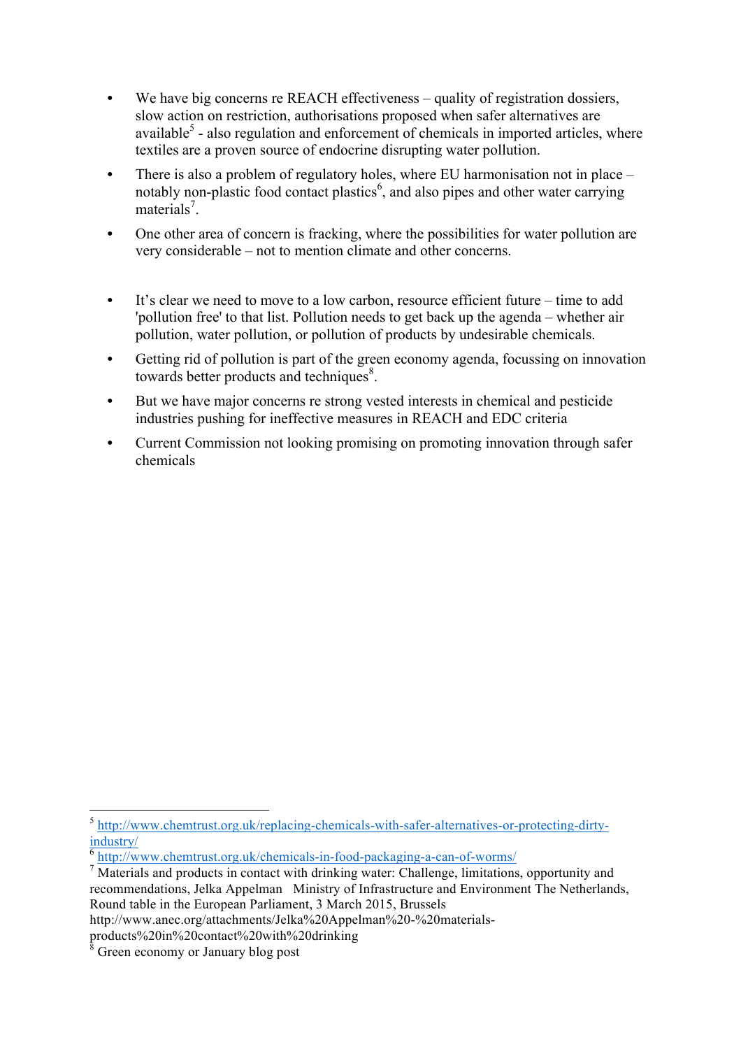- We have big concerns re REACH effectiveness – quality of registration dossiers, slow action on restriction, authorisations proposed when safer alternatives are available[5] - also regulation and enforcement of chemicals in imported articles, where textiles are a proven source of endocrine disrupting water pollution.
- There is also a problem of regulatory holes, where EU harmonisation not in place – notably non-plastic food contact plastics[6], and also pipes and other water carrying materials[7].
- One other area of concern is fracking, where the possibilities for water pollution are very considerable – not to mention climate and other concerns.

- It's clear we need to move to a low carbon, resource efficient future – time to add 'pollution free' to that list. Pollution needs to get back up the agenda – whether air pollution, water pollution, or pollution of products by undesirable chemicals.
- Getting rid of pollution is part of the green economy agenda, focussing on innovation towards better products and techniques[8].
- But we have major concerns re strong vested interests in chemical and pesticide industries pushing for ineffective measures in REACH and EDC criteria
- Current Commission not looking promising on promoting innovation through safer chemicals

---

[5] http://www.chemtrust.org.uk/replacing-chemicals-with-safer-alternatives-or-protecting-dirty-industry/

[6] http://www.chemtrust.org.uk/chemicals-in-food-packaging-a-can-of-worms/

[7] Materials and products in contact with drinking water: Challenge, limitations, opportunity and recommendations, Jelka Appelman Ministry of Infrastructure and Environment The Netherlands, Round table in the European Parliament, 3 March 2015, Brussels http://www.anec.org/attachments/Jelka%20Appelman%20-%20materials-products%20in%20contact%20with%20drinking

[8] Green economy or January blog post